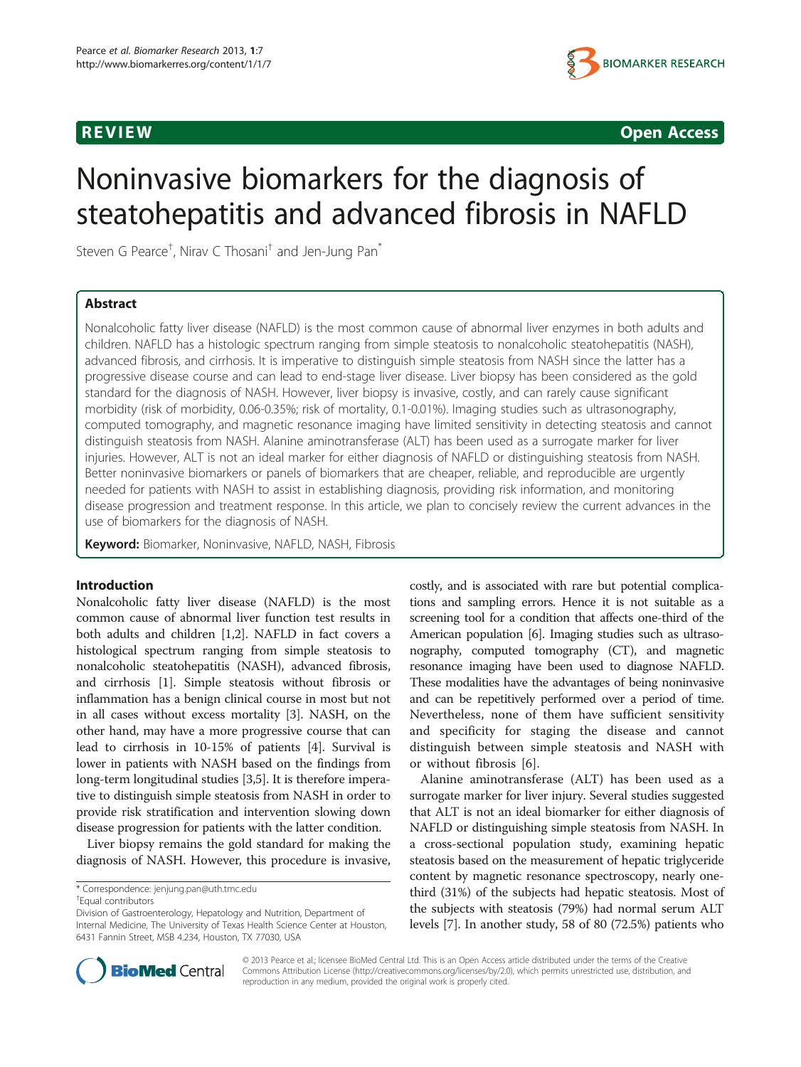REVIEW Open Access

# Noninvasive biomarkers for the diagnosis of steatohepatitis and advanced fibrosis in NAFLD

Steven G Pearce[†], Nirav C Thosani[†] and Jen-Jung Pan[*]

## Abstract

Nonalcoholic fatty liver disease (NAFLD) is the most common cause of abnormal liver enzymes in both adults and children. NAFLD has a histologic spectrum ranging from simple steatosis to nonalcoholic steatohepatitis (NASH), advanced fibrosis, and cirrhosis. It is imperative to distinguish simple steatosis from NASH since the latter has a progressive disease course and can lead to end-stage liver disease. Liver biopsy has been considered as the gold standard for the diagnosis of NASH. However, liver biopsy is invasive, costly, and can rarely cause significant morbidity (risk of morbidity, 0.06-0.35%; risk of mortality, 0.1-0.01%). Imaging studies such as ultrasonography, computed tomography, and magnetic resonance imaging have limited sensitivity in detecting steatosis and cannot distinguish steatosis from NASH. Alanine aminotransferase (ALT) has been used as a surrogate marker for liver injuries. However, ALT is not an ideal marker for either diagnosis of NAFLD or distinguishing steatosis from NASH. Better noninvasive biomarkers or panels of biomarkers that are cheaper, reliable, and reproducible are urgently needed for patients with NASH to assist in establishing diagnosis, providing risk information, and monitoring disease progression and treatment response. In this article, we plan to concisely review the current advances in the use of biomarkers for the diagnosis of NASH.

**Keyword:** Biomarker, Noninvasive, NAFLD, NASH, Fibrosis

## Introduction

Nonalcoholic fatty liver disease (NAFLD) is the most common cause of abnormal liver function test results in both adults and children [1,2]. NAFLD in fact covers a histological spectrum ranging from simple steatosis to nonalcoholic steatohepatitis (NASH), advanced fibrosis, and cirrhosis [1]. Simple steatosis without fibrosis or inflammation has a benign clinical course in most but not in all cases without excess mortality [3]. NASH, on the other hand, may have a more progressive course that can lead to cirrhosis in 10-15% of patients [4]. Survival is lower in patients with NASH based on the findings from long-term longitudinal studies [3,5]. It is therefore imperative to distinguish simple steatosis from NASH in order to provide risk stratification and intervention slowing down disease progression for patients with the latter condition.

Liver biopsy remains the gold standard for making the diagnosis of NASH. However, this procedure is invasive, costly, and is associated with rare but potential complications and sampling errors. Hence it is not suitable as a screening tool for a condition that affects one-third of the American population [6]. Imaging studies such as ultrasonography, computed tomography (CT), and magnetic resonance imaging have been used to diagnose NAFLD. These modalities have the advantages of being noninvasive and can be repetitively performed over a period of time. Nevertheless, none of them have sufficient sensitivity and specificity for staging the disease and cannot distinguish between simple steatosis and NASH with or without fibrosis [6].

Alanine aminotransferase (ALT) has been used as a surrogate marker for liver injury. Several studies suggested that ALT is not an ideal biomarker for either diagnosis of NAFLD or distinguishing simple steatosis from NASH. In a cross-sectional population study, examining hepatic steatosis based on the measurement of hepatic triglyceride content by magnetic resonance spectroscopy, nearly one-third (31%) of the subjects had hepatic steatosis. Most of the subjects with steatosis (79%) had normal serum ALT levels [7]. In another study, 58 of 80 (72.5%) patients who

\* Correspondence: jenjung.pan@uth.tmc.edu
[†]Equal contributors
Division of Gastroenterology, Hepatology and Nutrition, Department of Internal Medicine, The University of Texas Health Science Center at Houston, 6431 Fannin Street, MSB 4.234, Houston, TX 77030, USA

© 2013 Pearce et al.; licensee BioMed Central Ltd. This is an Open Access article distributed under the terms of the Creative Commons Attribution License (http://creativecommons.org/licenses/by/2.0), which permits unrestricted use, distribution, and reproduction in any medium, provided the original work is properly cited.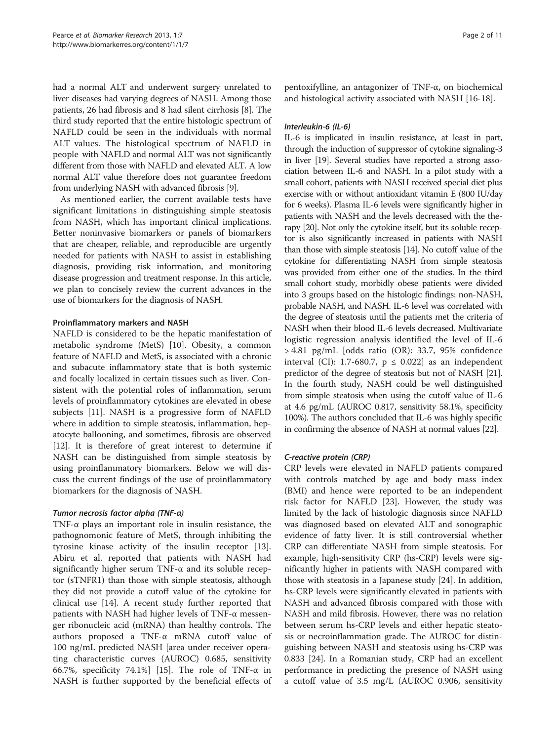had a normal ALT and underwent surgery unrelated to liver diseases had varying degrees of NASH. Among those patients, 26 had fibrosis and 8 had silent cirrhosis [8]. The third study reported that the entire histologic spectrum of NAFLD could be seen in the individuals with normal ALT values. The histological spectrum of NAFLD in people with NAFLD and normal ALT was not significantly different from those with NAFLD and elevated ALT. A low normal ALT value therefore does not guarantee freedom from underlying NASH with advanced fibrosis [9].

As mentioned earlier, the current available tests have significant limitations in distinguishing simple steatosis from NASH, which has important clinical implications. Better noninvasive biomarkers or panels of biomarkers that are cheaper, reliable, and reproducible are urgently needed for patients with NASH to assist in establishing diagnosis, providing risk information, and monitoring disease progression and treatment response. In this article, we plan to concisely review the current advances in the use of biomarkers for the diagnosis of NASH.

### Proinflammatory markers and NASH

NAFLD is considered to be the hepatic manifestation of metabolic syndrome (MetS) [10]. Obesity, a common feature of NAFLD and MetS, is associated with a chronic and subacute inflammatory state that is both systemic and focally localized in certain tissues such as liver. Consistent with the potential roles of inflammation, serum levels of proinflammatory cytokines are elevated in obese subjects [11]. NASH is a progressive form of NAFLD where in addition to simple steatosis, inflammation, hepatocyte ballooning, and sometimes, fibrosis are observed [12]. It is therefore of great interest to determine if NASH can be distinguished from simple steatosis by using proinflammatory biomarkers. Below we will discuss the current findings of the use of proinflammatory biomarkers for the diagnosis of NASH.

#### *Tumor necrosis factor alpha (TNF-α)*

TNF-α plays an important role in insulin resistance, the pathognomonic feature of MetS, through inhibiting the tyrosine kinase activity of the insulin receptor [13]. Abiru et al. reported that patients with NASH had significantly higher serum TNF-α and its soluble receptor (sTNFR1) than those with simple steatosis, although they did not provide a cutoff value of the cytokine for clinical use [14]. A recent study further reported that patients with NASH had higher levels of TNF-α messenger ribonucleic acid (mRNA) than healthy controls. The authors proposed a TNF-α mRNA cutoff value of 100 ng/mL predicted NASH [area under receiver operating characteristic curves (AUROC) 0.685, sensitivity 66.7%, specificity 74.1%] [15]. The role of TNF-α in NASH is further supported by the beneficial effects of pentoxifylline, an antagonizer of TNF-α, on biochemical and histological activity associated with NASH [16-18].

#### *Interleukin-6 (IL-6)*

IL-6 is implicated in insulin resistance, at least in part, through the induction of suppressor of cytokine signaling-3 in liver [19]. Several studies have reported a strong association between IL-6 and NASH. In a pilot study with a small cohort, patients with NASH received special diet plus exercise with or without antioxidant vitamin E (800 IU/day for 6 weeks). Plasma IL-6 levels were significantly higher in patients with NASH and the levels decreased with the therapy [20]. Not only the cytokine itself, but its soluble receptor is also significantly increased in patients with NASH than those with simple steatosis [14]. No cutoff value of the cytokine for differentiating NASH from simple steatosis was provided from either one of the studies. In the third small cohort study, morbidly obese patients were divided into 3 groups based on the histologic findings: non-NASH, probable NASH, and NASH. IL-6 level was correlated with the degree of steatosis until the patients met the criteria of NASH when their blood IL-6 levels decreased. Multivariate logistic regression analysis identified the level of IL-6 $> 4.81$ pg/mL [odds ratio (OR): 33.7, 95% confidence interval (CI): 1.7-680.7, $p \leq 0.022$] as an independent predictor of the degree of steatosis but not of NASH [21]. In the fourth study, NASH could be well distinguished from simple steatosis when using the cutoff value of IL-6 at 4.6 pg/mL (AUROC 0.817, sensitivity 58.1%, specificity 100%). The authors concluded that IL-6 was highly specific in confirming the absence of NASH at normal values [22].

#### *C-reactive protein (CRP)*

CRP levels were elevated in NAFLD patients compared with controls matched by age and body mass index (BMI) and hence were reported to be an independent risk factor for NAFLD [23]. However, the study was limited by the lack of histologic diagnosis since NAFLD was diagnosed based on elevated ALT and sonographic evidence of fatty liver. It is still controversial whether CRP can differentiate NASH from simple steatosis. For example, high-sensitivity CRP (hs-CRP) levels were significantly higher in patients with NASH compared with those with steatosis in a Japanese study [24]. In addition, hs-CRP levels were significantly elevated in patients with NASH and advanced fibrosis compared with those with NASH and mild fibrosis. However, there was no relation between serum hs-CRP levels and either hepatic steatosis or necroinflammation grade. The AUROC for distinguishing between NASH and steatosis using hs-CRP was 0.833 [24]. In a Romanian study, CRP had an excellent performance in predicting the presence of NASH using a cutoff value of 3.5 mg/L (AUROC 0.906, sensitivity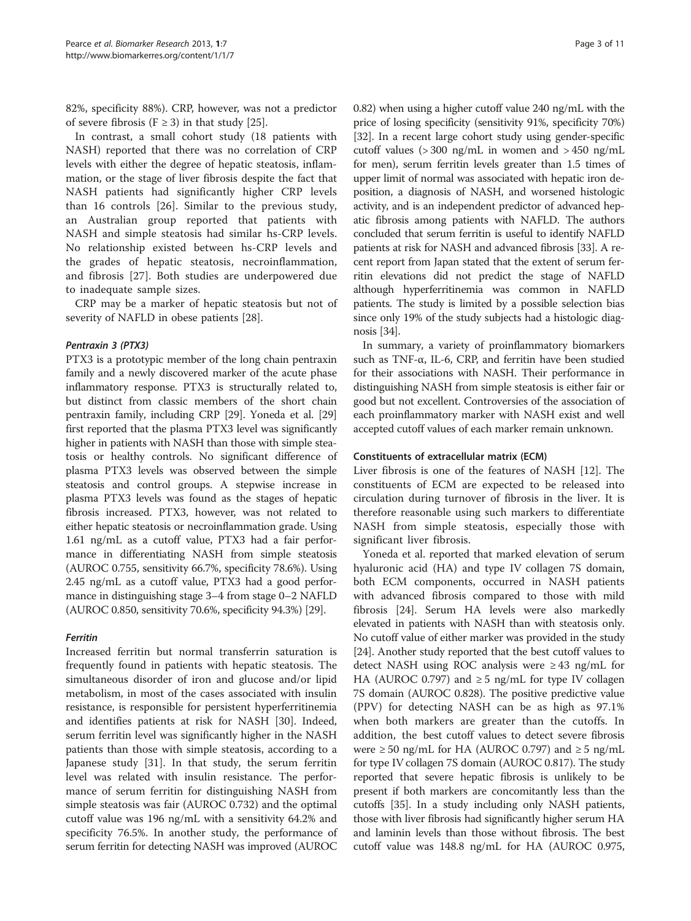82%, specificity 88%). CRP, however, was not a predictor of severe fibrosis ($F \geq 3$) in that study [25].

In contrast, a small cohort study (18 patients with NASH) reported that there was no correlation of CRP levels with either the degree of hepatic steatosis, inflammation, or the stage of liver fibrosis despite the fact that NASH patients had significantly higher CRP levels than 16 controls [26]. Similar to the previous study, an Australian group reported that patients with NASH and simple steatosis had similar hs-CRP levels. No relationship existed between hs-CRP levels and the grades of hepatic steatosis, necroinflammation, and fibrosis [27]. Both studies are underpowered due to inadequate sample sizes.

CRP may be a marker of hepatic steatosis but not of severity of NAFLD in obese patients [28].

#### *Pentraxin 3 (PTX3)*

PTX3 is a prototypic member of the long chain pentraxin family and a newly discovered marker of the acute phase inflammatory response. PTX3 is structurally related to, but distinct from classic members of the short chain pentraxin family, including CRP [29]. Yoneda et al. [29] first reported that the plasma PTX3 level was significantly higher in patients with NASH than those with simple steatosis or healthy controls. No significant difference of plasma PTX3 levels was observed between the simple steatosis and control groups. A stepwise increase in plasma PTX3 levels was found as the stages of hepatic fibrosis increased. PTX3, however, was not related to either hepatic steatosis or necroinflammation grade. Using 1.61 ng/mL as a cutoff value, PTX3 had a fair performance in differentiating NASH from simple steatosis (AUROC 0.755, sensitivity 66.7%, specificity 78.6%). Using 2.45 ng/mL as a cutoff value, PTX3 had a good performance in distinguishing stage 3–4 from stage 0–2 NAFLD (AUROC 0.850, sensitivity 70.6%, specificity 94.3%) [29].

#### *Ferritin*

Increased ferritin but normal transferrin saturation is frequently found in patients with hepatic steatosis. The simultaneous disorder of iron and glucose and/or lipid metabolism, in most of the cases associated with insulin resistance, is responsible for persistent hyperferritinemia and identifies patients at risk for NASH [30]. Indeed, serum ferritin level was significantly higher in the NASH patients than those with simple steatosis, according to a Japanese study [31]. In that study, the serum ferritin level was related with insulin resistance. The performance of serum ferritin for distinguishing NASH from simple steatosis was fair (AUROC 0.732) and the optimal cutoff value was 196 ng/mL with a sensitivity 64.2% and specificity 76.5%. In another study, the performance of serum ferritin for detecting NASH was improved (AUROC 0.82) when using a higher cutoff value 240 ng/mL with the price of losing specificity (sensitivity 91%, specificity 70%) [32]. In a recent large cohort study using gender-specific cutoff values (> 300 ng/mL in women and > 450 ng/mL for men), serum ferritin levels greater than 1.5 times of upper limit of normal was associated with hepatic iron deposition, a diagnosis of NASH, and worsened histologic activity, and is an independent predictor of advanced hepatic fibrosis among patients with NAFLD. The authors concluded that serum ferritin is useful to identify NAFLD patients at risk for NASH and advanced fibrosis [33]. A recent report from Japan stated that the extent of serum ferritin elevations did not predict the stage of NAFLD although hyperferritinemia was common in NAFLD patients. The study is limited by a possible selection bias since only 19% of the study subjects had a histologic diagnosis [34].

In summary, a variety of proinflammatory biomarkers such as TNF-α, IL-6, CRP, and ferritin have been studied for their associations with NASH. Their performance in distinguishing NASH from simple steatosis is either fair or good but not excellent. Controversies of the association of each proinflammatory marker with NASH exist and well accepted cutoff values of each marker remain unknown.

### Constituents of extracellular matrix (ECM)

Liver fibrosis is one of the features of NASH [12]. The constituents of ECM are expected to be released into circulation during turnover of fibrosis in the liver. It is therefore reasonable using such markers to differentiate NASH from simple steatosis, especially those with significant liver fibrosis.

Yoneda et al. reported that marked elevation of serum hyaluronic acid (HA) and type IV collagen 7S domain, both ECM components, occurred in NASH patients with advanced fibrosis compared to those with mild fibrosis [24]. Serum HA levels were also markedly elevated in patients with NASH than with steatosis only. No cutoff value of either marker was provided in the study [24]. Another study reported that the best cutoff values to detect NASH using ROC analysis were ≥ 43 ng/mL for HA (AUROC 0.797) and ≥ 5 ng/mL for type IV collagen 7S domain (AUROC 0.828). The positive predictive value (PPV) for detecting NASH can be as high as 97.1% when both markers are greater than the cutoffs. In addition, the best cutoff values to detect severe fibrosis were ≥ 50 ng/mL for HA (AUROC 0.797) and ≥ 5 ng/mL for type IV collagen 7S domain (AUROC 0.817). The study reported that severe hepatic fibrosis is unlikely to be present if both markers are concomitantly less than the cutoffs [35]. In a study including only NASH patients, those with liver fibrosis had significantly higher serum HA and laminin levels than those without fibrosis. The best cutoff value was 148.8 ng/mL for HA (AUROC 0.975,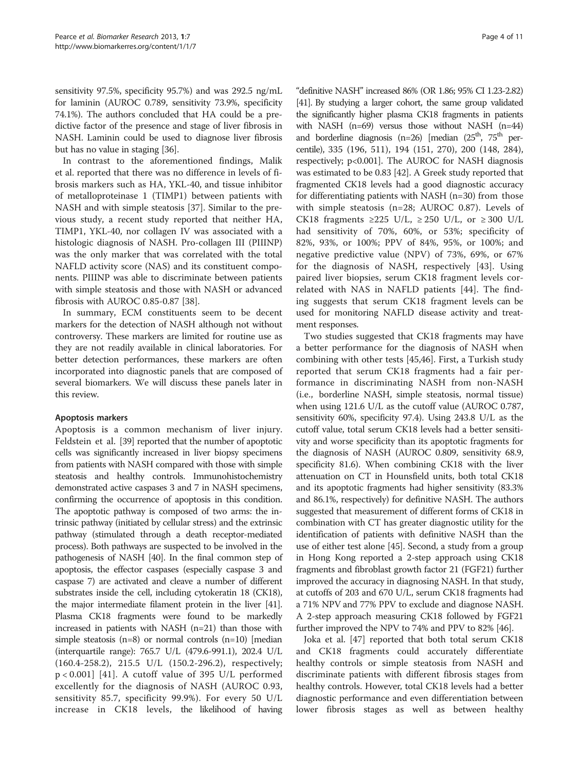sensitivity 97.5%, specificity 95.7%) and was 292.5 ng/mL for laminin (AUROC 0.789, sensitivity 73.9%, specificity 74.1%). The authors concluded that HA could be a predictive factor of the presence and stage of liver fibrosis in NASH. Laminin could be used to diagnose liver fibrosis but has no value in staging [36].

In contrast to the aforementioned findings, Malik et al. reported that there was no difference in levels of fibrosis markers such as HA, YKL-40, and tissue inhibitor of metalloproteinase 1 (TIMP1) between patients with NASH and with simple steatosis [37]. Similar to the previous study, a recent study reported that neither HA, TIMP1, YKL-40, nor collagen IV was associated with a histologic diagnosis of NASH. Pro-collagen III (PIIINP) was the only marker that was correlated with the total NAFLD activity score (NAS) and its constituent components. PIIINP was able to discriminate between patients with simple steatosis and those with NASH or advanced fibrosis with AUROC 0.85-0.87 [38].

In summary, ECM constituents seem to be decent markers for the detection of NASH although not without controversy. These markers are limited for routine use as they are not readily available in clinical laboratories. For better detection performances, these markers are often incorporated into diagnostic panels that are composed of several biomarkers. We will discuss these panels later in this review.

#### Apoptosis markers

Apoptosis is a common mechanism of liver injury. Feldstein et al. [39] reported that the number of apoptotic cells was significantly increased in liver biopsy specimens from patients with NASH compared with those with simple steatosis and healthy controls. Immunohistochemistry demonstrated active caspases 3 and 7 in NASH specimens, confirming the occurrence of apoptosis in this condition. The apoptotic pathway is composed of two arms: the intrinsic pathway (initiated by cellular stress) and the extrinsic pathway (stimulated through a death receptor-mediated process). Both pathways are suspected to be involved in the pathogenesis of NASH [40]. In the final common step of apoptosis, the effector caspases (especially caspase 3 and caspase 7) are activated and cleave a number of different substrates inside the cell, including cytokeratin 18 (CK18), the major intermediate filament protein in the liver [41]. Plasma CK18 fragments were found to be markedly increased in patients with NASH (n=21) than those with simple steatosis (n=8) or normal controls (n=10) [median (interquartile range): 765.7 U/L (479.6-991.1), 202.4 U/L (160.4-258.2), 215.5 U/L (150.2-296.2), respectively; $p < 0.001$] [41]. A cutoff value of 395 U/L performed excellently for the diagnosis of NASH (AUROC 0.93, sensitivity 85.7, specificity 99.9%). For every 50 U/L increase in CK18 levels, the likelihood of having "definitive NASH" increased 86% (OR 1.86; 95% CI 1.23-2.82) [41]. By studying a larger cohort, the same group validated the significantly higher plasma CK18 fragments in patients with NASH (n=69) versus those without NASH (n=44) and borderline diagnosis (n=26) [median ($25^{th}$, $75^{th}$ percentile), 335 (196, 511), 194 (151, 270), 200 (148, 284), respectively; $p<0.001$]. The AUROC for NASH diagnosis was estimated to be 0.83 [42]. A Greek study reported that fragmented CK18 levels had a good diagnostic accuracy for differentiating patients with NASH (n=30) from those with simple steatosis (n=28; AUROC 0.87). Levels of CK18 fragments ≥225 U/L, ≥ 250 U/L, or ≥ 300 U/L had sensitivity of 70%, 60%, or 53%; specificity of 82%, 93%, or 100%; PPV of 84%, 95%, or 100%; and negative predictive value (NPV) of 73%, 69%, or 67% for the diagnosis of NASH, respectively [43]. Using paired liver biopsies, serum CK18 fragment levels correlated with NAS in NAFLD patients [44]. The finding suggests that serum CK18 fragment levels can be used for monitoring NAFLD disease activity and treatment responses.

Two studies suggested that CK18 fragments may have a better performance for the diagnosis of NASH when combining with other tests [45,46]. First, a Turkish study reported that serum CK18 fragments had a fair performance in discriminating NASH from non-NASH (i.e., borderline NASH, simple steatosis, normal tissue) when using 121.6 U/L as the cutoff value (AUROC 0.787, sensitivity 60%, specificity 97.4). Using 243.8 U/L as the cutoff value, total serum CK18 levels had a better sensitivity and worse specificity than its apoptotic fragments for the diagnosis of NASH (AUROC 0.809, sensitivity 68.9, specificity 81.6). When combining CK18 with the liver attenuation on CT in Hounsfield units, both total CK18 and its apoptotic fragments had higher sensitivity (83.3% and 86.1%, respectively) for definitive NASH. The authors suggested that measurement of different forms of CK18 in combination with CT has greater diagnostic utility for the identification of patients with definitive NASH than the use of either test alone [45]. Second, a study from a group in Hong Kong reported a 2-step approach using CK18 fragments and fibroblast growth factor 21 (FGF21) further improved the accuracy in diagnosing NASH. In that study, at cutoffs of 203 and 670 U/L, serum CK18 fragments had a 71% NPV and 77% PPV to exclude and diagnose NASH. A 2-step approach measuring CK18 followed by FGF21 further improved the NPV to 74% and PPV to 82% [46].

Joka et al. [47] reported that both total serum CK18 and CK18 fragments could accurately differentiate healthy controls or simple steatosis from NASH and discriminate patients with different fibrosis stages from healthy controls. However, total CK18 levels had a better diagnostic performance and even differentiation between lower fibrosis stages as well as between healthy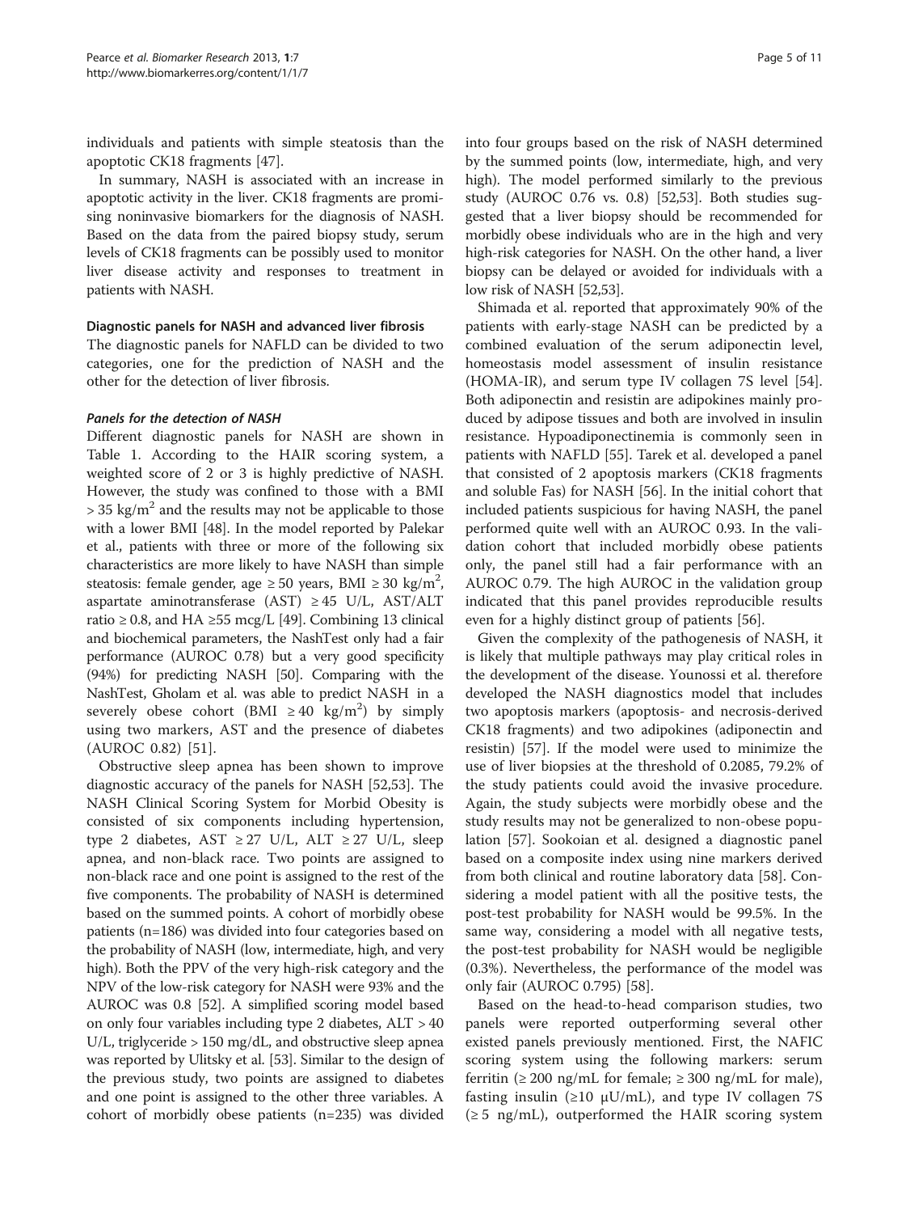individuals and patients with simple steatosis than the apoptotic CK18 fragments [47].

In summary, NASH is associated with an increase in apoptotic activity in the liver. CK18 fragments are promising noninvasive biomarkers for the diagnosis of NASH. Based on the data from the paired biopsy study, serum levels of CK18 fragments can be possibly used to monitor liver disease activity and responses to treatment in patients with NASH.

### Diagnostic panels for NASH and advanced liver fibrosis

The diagnostic panels for NAFLD can be divided to two categories, one for the prediction of NASH and the other for the detection of liver fibrosis.

#### *Panels for the detection of NASH*

Different diagnostic panels for NASH are shown in Table 1. According to the HAIR scoring system, a weighted score of 2 or 3 is highly predictive of NASH. However, the study was confined to those with a BMI > 35 kg/m$^2$ and the results may not be applicable to those with a lower BMI [48]. In the model reported by Palekar et al., patients with three or more of the following six characteristics are more likely to have NASH than simple steatosis: female gender, age ≥ 50 years, BMI ≥ 30 kg/m$^2$, aspartate aminotransferase (AST) ≥ 45 U/L, AST/ALT ratio ≥ 0.8, and HA ≥55 mcg/L [49]. Combining 13 clinical and biochemical parameters, the NashTest only had a fair performance (AUROC 0.78) but a very good specificity (94%) for predicting NASH [50]. Comparing with the NashTest, Gholam et al. was able to predict NASH in a severely obese cohort (BMI ≥ 40 kg/m$^2$) by simply using two markers, AST and the presence of diabetes (AUROC 0.82) [51].

Obstructive sleep apnea has been shown to improve diagnostic accuracy of the panels for NASH [52,53]. The NASH Clinical Scoring System for Morbid Obesity is consisted of six components including hypertension, type 2 diabetes, AST ≥ 27 U/L, ALT ≥ 27 U/L, sleep apnea, and non-black race. Two points are assigned to non-black race and one point is assigned to the rest of the five components. The probability of NASH is determined based on the summed points. A cohort of morbidly obese patients (n=186) was divided into four categories based on the probability of NASH (low, intermediate, high, and very high). Both the PPV of the very high-risk category and the NPV of the low-risk category for NASH were 93% and the AUROC was 0.8 [52]. A simplified scoring model based on only four variables including type 2 diabetes, ALT > 40 U/L, triglyceride > 150 mg/dL, and obstructive sleep apnea was reported by Ulitsky et al. [53]. Similar to the design of the previous study, two points are assigned to diabetes and one point is assigned to the other three variables. A cohort of morbidly obese patients (n=235) was divided into four groups based on the risk of NASH determined by the summed points (low, intermediate, high, and very high). The model performed similarly to the previous study (AUROC 0.76 vs. 0.8) [52,53]. Both studies suggested that a liver biopsy should be recommended for morbidly obese individuals who are in the high and very high-risk categories for NASH. On the other hand, a liver biopsy can be delayed or avoided for individuals with a low risk of NASH [52,53].

Shimada et al. reported that approximately 90% of the patients with early-stage NASH can be predicted by a combined evaluation of the serum adiponectin level, homeostasis model assessment of insulin resistance (HOMA-IR), and serum type IV collagen 7S level [54]. Both adiponectin and resistin are adipokines mainly produced by adipose tissues and both are involved in insulin resistance. Hypoadiponectinemia is commonly seen in patients with NAFLD [55]. Tarek et al. developed a panel that consisted of 2 apoptosis markers (CK18 fragments and soluble Fas) for NASH [56]. In the initial cohort that included patients suspicious for having NASH, the panel performed quite well with an AUROC 0.93. In the validation cohort that included morbidly obese patients only, the panel still had a fair performance with an AUROC 0.79. The high AUROC in the validation group indicated that this panel provides reproducible results even for a highly distinct group of patients [56].

Given the complexity of the pathogenesis of NASH, it is likely that multiple pathways may play critical roles in the development of the disease. Younossi et al. therefore developed the NASH diagnostics model that includes two apoptosis markers (apoptosis- and necrosis-derived CK18 fragments) and two adipokines (adiponectin and resistin) [57]. If the model were used to minimize the use of liver biopsies at the threshold of 0.2085, 79.2% of the study patients could avoid the invasive procedure. Again, the study subjects were morbidly obese and the study results may not be generalized to non-obese population [57]. Sookoian et al. designed a diagnostic panel based on a composite index using nine markers derived from both clinical and routine laboratory data [58]. Considering a model patient with all the positive tests, the post-test probability for NASH would be 99.5%. In the same way, considering a model with all negative tests, the post-test probability for NASH would be negligible (0.3%). Nevertheless, the performance of the model was only fair (AUROC 0.795) [58].

Based on the head-to-head comparison studies, two panels were reported outperforming several other existed panels previously mentioned. First, the NAFIC scoring system using the following markers: serum ferritin (≥ 200 ng/mL for female; ≥ 300 ng/mL for male), fasting insulin (≥10 μU/mL), and type IV collagen 7S (≥ 5 ng/mL), outperformed the HAIR scoring system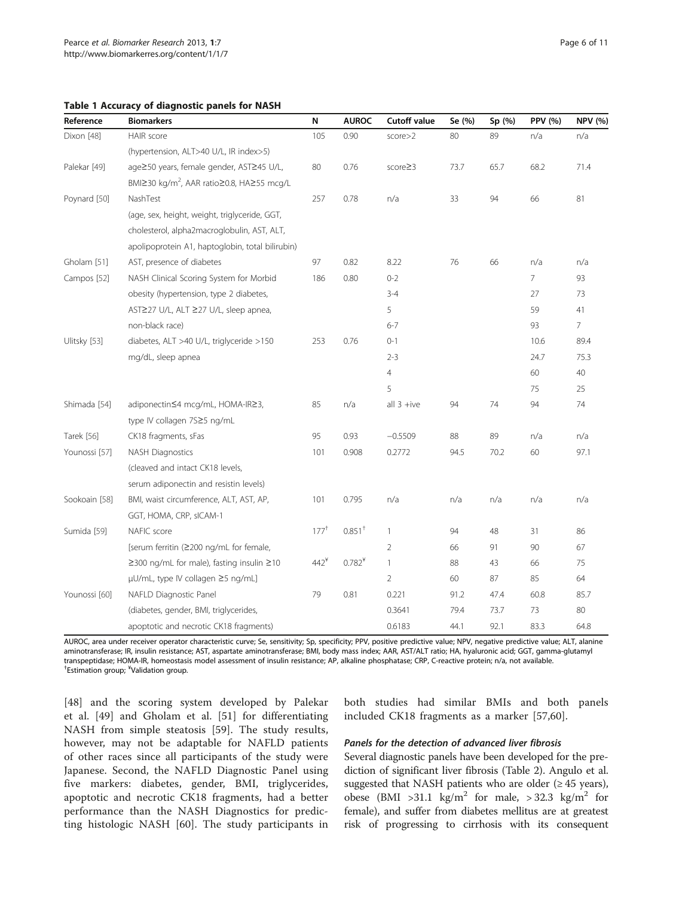**Table 1 Accuracy of diagnostic panels for NASH**

| Reference | Biomarkers | N | AUROC | Cutoff value | Se (%) | Sp (%) | PPV (%) | NPV (%) |
|---|---|---|---|---|---|---|---|---|
| Dixon [48] | HAIR score | 105 | 0.90 | score>2 | 80 | 89 | n/a | n/a |
| | (hypertension, ALT>40 U/L, IR index>5) | | | | | | | |
| Palekar [49] | age≥50 years, female gender, AST≥45 U/L, | 80 | 0.76 | score≥3 | 73.7 | 65.7 | 68.2 | 71.4 |
| | BMI≥30 kg/m$^2$, AAR ratio≥0.8, HA≥55 mcg/L | | | | | | | |
| Poynard [50] | NashTest | 257 | 0.78 | n/a | 33 | 94 | 66 | 81 |
| | (age, sex, height, weight, triglyceride, GGT, | | | | | | | |
| | cholesterol, alpha2macroglobulin, AST, ALT, | | | | | | | |
| | apolipoprotein A1, haptoglobin, total bilirubin) | | | | | | | |
| Gholam [51] | AST, presence of diabetes | 97 | 0.82 | 8.22 | 76 | 66 | n/a | n/a |
| Campos [52] | NASH Clinical Scoring System for Morbid | 186 | 0.80 | 0-2 | | | 7 | 93 |
| | obesity (hypertension, type 2 diabetes, | | | 3-4 | | | 27 | 73 |
| | AST≥27 U/L, ALT ≥27 U/L, sleep apnea, | | | 5 | | | 59 | 41 |
| | non-black race) | | | 6-7 | | | 93 | 7 |
| Ulitsky [53] | diabetes, ALT >40 U/L, triglyceride >150 | 253 | 0.76 | 0-1 | | | 10.6 | 89.4 |
| | mg/dL, sleep apnea | | | 2-3 | | | 24.7 | 75.3 |
| | | | | 4 | | | 60 | 40 |
| | | | | 5 | | | 75 | 25 |
| Shimada [54] | adiponectin≤4 mcg/mL, HOMA-IR≥3, | 85 | n/a | all 3 +ive | 94 | 74 | 94 | 74 |
| | type IV collagen 7S≥5 ng/mL | | | | | | | |
| Tarek [56] | CK18 fragments, sFas | 95 | 0.93 | −0.5509 | 88 | 89 | n/a | n/a |
| Younossi [57] | NASH Diagnostics | 101 | 0.908 | 0.2772 | 94.5 | 70.2 | 60 | 97.1 |
| | (cleaved and intact CK18 levels, | | | | | | | |
| | serum adiponectin and resistin levels) | | | | | | | |
| Sookoain [58] | BMI, waist circumference, ALT, AST, AP, | 101 | 0.795 | n/a | n/a | n/a | n/a | n/a |
| | GGT, HOMA, CRP, sICAM-1 | | | | | | | |
| Sumida [59] | NAFIC score | 177[†] | 0.851[†] | 1 | 94 | 48 | 31 | 86 |
| | [serum ferritin (≥200 ng/mL for female, | | | 2 | 66 | 91 | 90 | 67 |
| | ≥300 ng/mL for male), fasting insulin ≥10 | 442[¥] | 0.782[¥] | 1 | 88 | 43 | 66 | 75 |
| | μU/mL, type IV collagen ≥5 ng/mL] | | | 2 | 60 | 87 | 85 | 64 |
| Younossi [60] | NAFLD Diagnostic Panel | 79 | 0.81 | 0.221 | 91.2 | 47.4 | 60.8 | 85.7 |
| | (diabetes, gender, BMI, triglycerides, | | | 0.3641 | 79.4 | 73.7 | 73 | 80 |
| | apoptotic and necrotic CK18 fragments) | | | 0.6183 | 44.1 | 92.1 | 83.3 | 64.8 |

AUROC, area under receiver operator characteristic curve; Se, sensitivity; Sp, specificity; PPV, positive predictive value; NPV, negative predictive value; ALT, alanine aminotransferase; IR, insulin resistance; AST, aspartate aminotransferase; BMI, body mass index; AAR, AST/ALT ratio; HA, hyaluronic acid; GGT, gamma-glutamyl transpeptidase; HOMA-IR, homeostasis model assessment of insulin resistance; AP, alkaline phosphatase; CRP, C-reactive protein; n/a, not available.
[†]Estimation group; [¥]Validation group.

[48] and the scoring system developed by Palekar et al. [49] and Gholam et al. [51] for differentiating NASH from simple steatosis [59]. The study results, however, may not be adaptable for NAFLD patients of other races since all participants of the study were Japanese. Second, the NAFLD Diagnostic Panel using five markers: diabetes, gender, BMI, triglycerides, apoptotic and necrotic CK18 fragments, had a better performance than the NASH Diagnostics for predicting histologic NASH [60]. The study participants in both studies had similar BMIs and both panels included CK18 fragments as a marker [57,60].

#### *Panels for the detection of advanced liver fibrosis*

Several diagnostic panels have been developed for the prediction of significant liver fibrosis (Table 2). Angulo et al. suggested that NASH patients who are older (≥ 45 years), obese (BMI >31.1 kg/m$^2$ for male, > 32.3 kg/m$^2$ for female), and suffer from diabetes mellitus are at greatest risk of progressing to cirrhosis with its consequent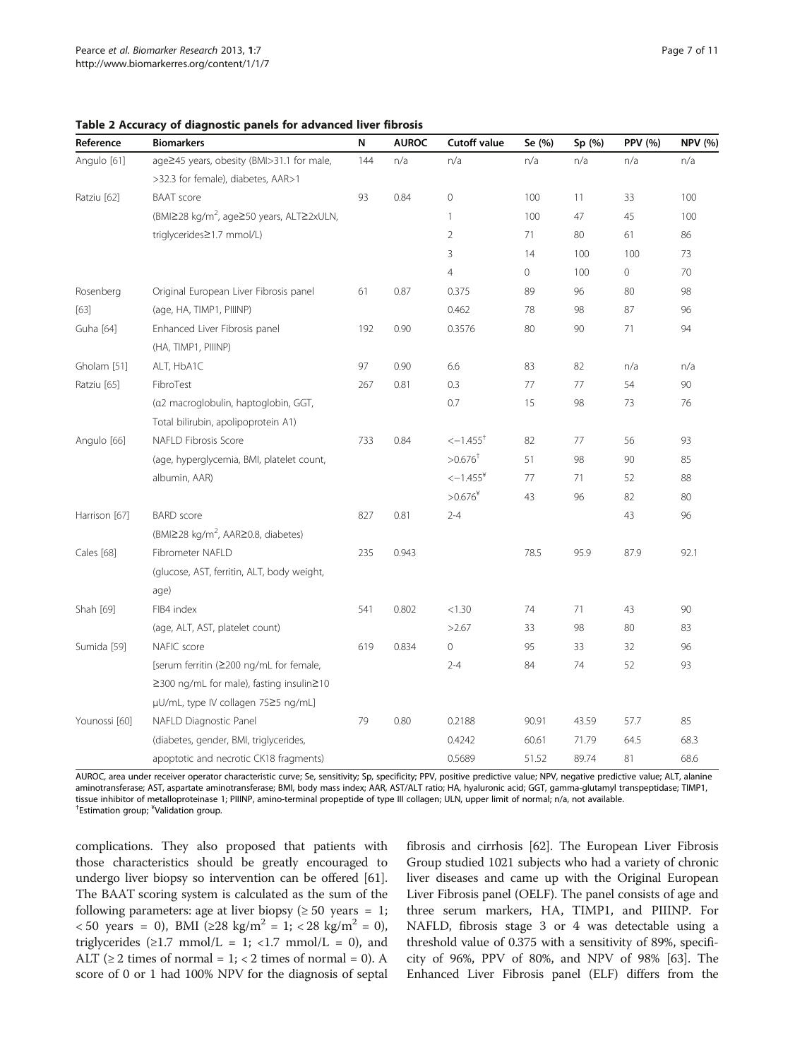**Table 2 Accuracy of diagnostic panels for advanced liver fibrosis**

| Reference | Biomarkers | N | AUROC | Cutoff value | Se (%) | Sp (%) | PPV (%) | NPV (%) |
|---|---|---|---|---|---|---|---|---|
| Angulo [61] | age≥45 years, obesity (BMI>31.1 for male, >32.3 for female), diabetes, AAR>1 | 144 | n/a | n/a | n/a | n/a | n/a | n/a |
| Ratziu [62] | BAAT score | 93 | 0.84 | 0 | 100 | 11 | 33 | 100 |
| | (BMI≥28 kg/m$^2$, age≥50 years, ALT≥2xULN, | | | 1 | 100 | 47 | 45 | 100 |
| | triglycerides≥1.7 mmol/L) | | | 2 | 71 | 80 | 61 | 86 |
| | | | | 3 | 14 | 100 | 100 | 73 |
| | | | | 4 | 0 | 100 | 0 | 70 |
| Rosenberg [63] | Original European Liver Fibrosis panel (age, HA, TIMP1, PIIINP) | 61 | 0.87 | 0.375 | 89 | 96 | 80 | 98 |
| | | | | 0.462 | 78 | 98 | 87 | 96 |
| Guha [64] | Enhanced Liver Fibrosis panel (HA, TIMP1, PIIINP) | 192 | 0.90 | 0.3576 | 80 | 90 | 71 | 94 |
| Gholam [51] | ALT, HbA1C | 97 | 0.90 | 6.6 | 83 | 82 | n/a | n/a |
| Ratziu [65] | FibroTest | 267 | 0.81 | 0.3 | 77 | 77 | 54 | 90 |
| | (α2 macroglobulin, haptoglobin, GGT, Total bilirubin, apolipoprotein A1) | | | 0.7 | 15 | 98 | 73 | 76 |
| Angulo [66] | NAFLD Fibrosis Score | 733 | 0.84 | <−1.455[†] | 82 | 77 | 56 | 93 |
| | (age, hyperglycemia, BMI, platelet count, | | | >0.676[†] | 51 | 98 | 90 | 85 |
| | albumin, AAR) | | | <−1.455[¥] | 77 | 71 | 52 | 88 |
| | | | | >0.676[¥] | 43 | 96 | 82 | 80 |
| Harrison [67] | BARD score (BMI≥28 kg/m$^2$, AAR≥0.8, diabetes) | 827 | 0.81 | 2-4 | | | 43 | 96 |
| Cales [68] | Fibrometer NAFLD (glucose, AST, ferritin, ALT, body weight, age) | 235 | 0.943 | | 78.5 | 95.9 | 87.9 | 92.1 |
| Shah [69] | FIB4 index | 541 | 0.802 | <1.30 | 74 | 71 | 43 | 90 |
| | (age, ALT, AST, platelet count) | | | >2.67 | 33 | 98 | 80 | 83 |
| Sumida [59] | NAFIC score | 619 | 0.834 | 0 | 95 | 33 | 32 | 96 |
| | [serum ferritin (≥200 ng/mL for female, ≥300 ng/mL for male), fasting insulin≥10 μU/mL, type IV collagen 7S≥5 ng/mL] | | | 2-4 | 84 | 74 | 52 | 93 |
| Younossi [60] | NAFLD Diagnostic Panel | 79 | 0.80 | 0.2188 | 90.91 | 43.59 | 57.7 | 85 |
| | (diabetes, gender, BMI, triglycerides, | | | 0.4242 | 60.61 | 71.79 | 64.5 | 68.3 |
| | apoptotic and necrotic CK18 fragments) | | | 0.5689 | 51.52 | 89.74 | 81 | 68.6 |

AUROC, area under receiver operator characteristic curve; Se, sensitivity; Sp, specificity; PPV, positive predictive value; NPV, negative predictive value; ALT, alanine aminotransferase; AST, aspartate aminotransferase; BMI, body mass index; AAR, AST/ALT ratio; HA, hyaluronic acid; GGT, gamma-glutamyl transpeptidase; TIMP1, tissue inhibitor of metalloproteinase 1; PIIINP, amino-terminal propeptide of type III collagen; ULN, upper limit of normal; n/a, not available.
[†]Estimation group; [¥]Validation group.

complications. They also proposed that patients with those characteristics should be greatly encouraged to undergo liver biopsy so intervention can be offered [61]. The BAAT scoring system is calculated as the sum of the following parameters: age at liver biopsy (≥ 50 years = 1; < 50 years = 0), BMI (≥28 kg/m$^2$ = 1; < 28 kg/m$^2$ = 0), triglycerides (≥1.7 mmol/L = 1; <1.7 mmol/L = 0), and ALT (≥ 2 times of normal = 1; < 2 times of normal = 0). A score of 0 or 1 had 100% NPV for the diagnosis of septal fibrosis and cirrhosis [62]. The European Liver Fibrosis Group studied 1021 subjects who had a variety of chronic liver diseases and came up with the Original European Liver Fibrosis panel (OELF). The panel consists of age and three serum markers, HA, TIMP1, and PIIINP. For NAFLD, fibrosis stage 3 or 4 was detectable using a threshold value of 0.375 with a sensitivity of 89%, specificity of 96%, PPV of 80%, and NPV of 98% [63]. The Enhanced Liver Fibrosis panel (ELF) differs from the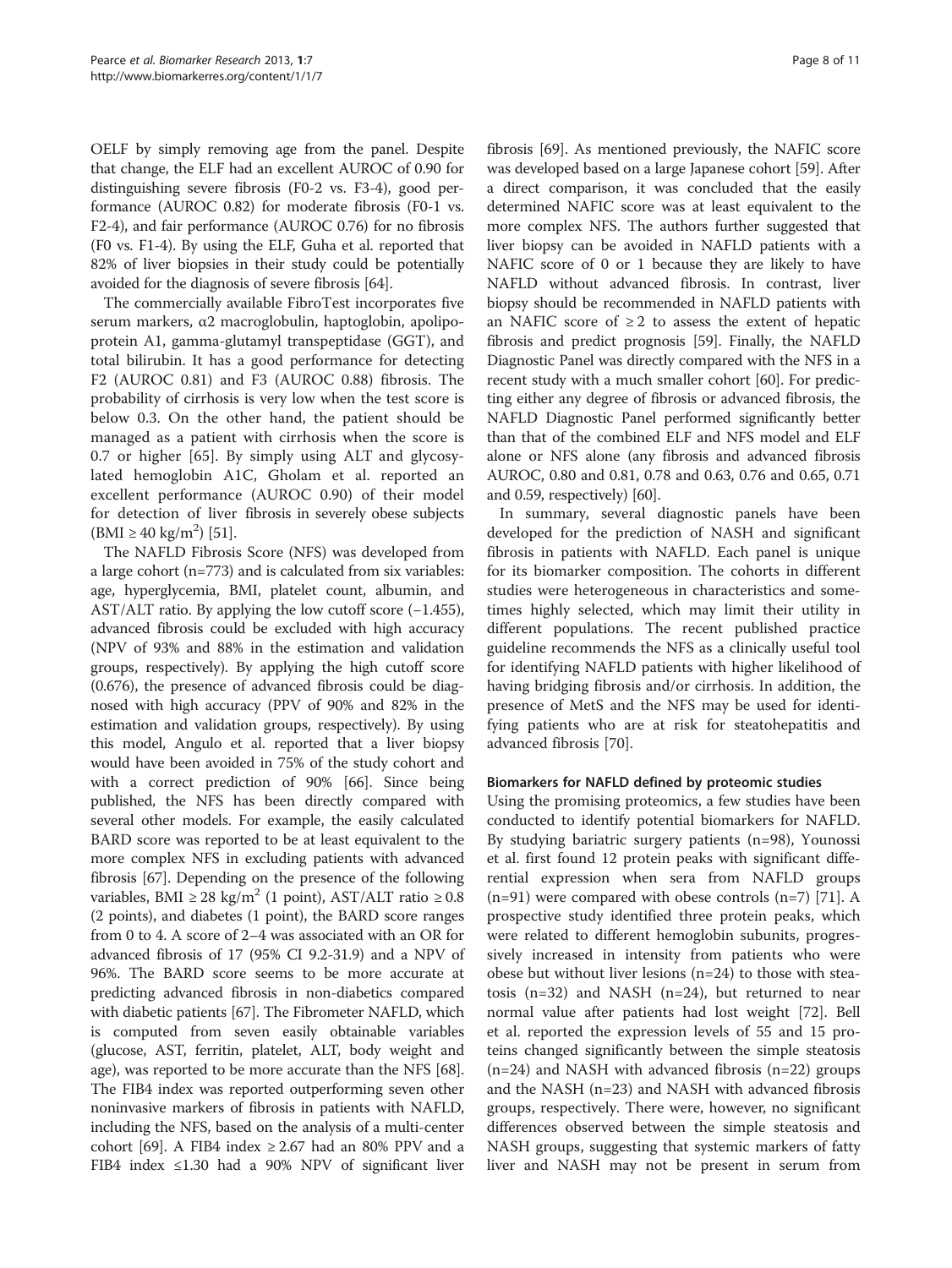OELF by simply removing age from the panel. Despite that change, the ELF had an excellent AUROC of 0.90 for distinguishing severe fibrosis (F0-2 vs. F3-4), good performance (AUROC 0.82) for moderate fibrosis (F0-1 vs. F2-4), and fair performance (AUROC 0.76) for no fibrosis (F0 vs. F1-4). By using the ELF, Guha et al. reported that 82% of liver biopsies in their study could be potentially avoided for the diagnosis of severe fibrosis [64].

The commercially available FibroTest incorporates five serum markers, α2 macroglobulin, haptoglobin, apolipoprotein A1, gamma-glutamyl transpeptidase (GGT), and total bilirubin. It has a good performance for detecting F2 (AUROC 0.81) and F3 (AUROC 0.88) fibrosis. The probability of cirrhosis is very low when the test score is below 0.3. On the other hand, the patient should be managed as a patient with cirrhosis when the score is 0.7 or higher [65]. By simply using ALT and glycosylated hemoglobin A1C, Gholam et al. reported an excellent performance (AUROC 0.90) of their model for detection of liver fibrosis in severely obese subjects (BMI ≥ 40 kg/m$^2$) [51].

The NAFLD Fibrosis Score (NFS) was developed from a large cohort (n=773) and is calculated from six variables: age, hyperglycemia, BMI, platelet count, albumin, and AST/ALT ratio. By applying the low cutoff score (−1.455), advanced fibrosis could be excluded with high accuracy (NPV of 93% and 88% in the estimation and validation groups, respectively). By applying the high cutoff score (0.676), the presence of advanced fibrosis could be diagnosed with high accuracy (PPV of 90% and 82% in the estimation and validation groups, respectively). By using this model, Angulo et al. reported that a liver biopsy would have been avoided in 75% of the study cohort and with a correct prediction of 90% [66]. Since being published, the NFS has been directly compared with several other models. For example, the easily calculated BARD score was reported to be at least equivalent to the more complex NFS in excluding patients with advanced fibrosis [67]. Depending on the presence of the following variables, BMI ≥ 28 kg/m$^2$ (1 point), AST/ALT ratio ≥ 0.8 (2 points), and diabetes (1 point), the BARD score ranges from 0 to 4. A score of 2–4 was associated with an OR for advanced fibrosis of 17 (95% CI 9.2-31.9) and a NPV of 96%. The BARD score seems to be more accurate at predicting advanced fibrosis in non-diabetics compared with diabetic patients [67]. The Fibrometer NAFLD, which is computed from seven easily obtainable variables (glucose, AST, ferritin, platelet, ALT, body weight and age), was reported to be more accurate than the NFS [68]. The FIB4 index was reported outperforming seven other noninvasive markers of fibrosis in patients with NAFLD, including the NFS, based on the analysis of a multi-center cohort [69]. A FIB4 index ≥ 2.67 had an 80% PPV and a FIB4 index ≤1.30 had a 90% NPV of significant liver fibrosis [69]. As mentioned previously, the NAFIC score was developed based on a large Japanese cohort [59]. After a direct comparison, it was concluded that the easily determined NAFIC score was at least equivalent to the more complex NFS. The authors further suggested that liver biopsy can be avoided in NAFLD patients with a NAFIC score of 0 or 1 because they are likely to have NAFLD without advanced fibrosis. In contrast, liver biopsy should be recommended in NAFLD patients with an NAFIC score of ≥ 2 to assess the extent of hepatic fibrosis and predict prognosis [59]. Finally, the NAFLD Diagnostic Panel was directly compared with the NFS in a recent study with a much smaller cohort [60]. For predicting either any degree of fibrosis or advanced fibrosis, the NAFLD Diagnostic Panel performed significantly better than that of the combined ELF and NFS model and ELF alone or NFS alone (any fibrosis and advanced fibrosis AUROC, 0.80 and 0.81, 0.78 and 0.63, 0.76 and 0.65, 0.71 and 0.59, respectively) [60].

In summary, several diagnostic panels have been developed for the prediction of NASH and significant fibrosis in patients with NAFLD. Each panel is unique for its biomarker composition. The cohorts in different studies were heterogeneous in characteristics and sometimes highly selected, which may limit their utility in different populations. The recent published practice guideline recommends the NFS as a clinically useful tool for identifying NAFLD patients with higher likelihood of having bridging fibrosis and/or cirrhosis. In addition, the presence of MetS and the NFS may be used for identifying patients who are at risk for steatohepatitis and advanced fibrosis [70].

### Biomarkers for NAFLD defined by proteomic studies

Using the promising proteomics, a few studies have been conducted to identify potential biomarkers for NAFLD. By studying bariatric surgery patients (n=98), Younossi et al. first found 12 protein peaks with significant differential expression when sera from NAFLD groups (n=91) were compared with obese controls (n=7) [71]. A prospective study identified three protein peaks, which were related to different hemoglobin subunits, progressively increased in intensity from patients who were obese but without liver lesions (n=24) to those with steatosis (n=32) and NASH (n=24), but returned to near normal value after patients had lost weight [72]. Bell et al. reported the expression levels of 55 and 15 proteins changed significantly between the simple steatosis (n=24) and NASH with advanced fibrosis (n=22) groups and the NASH (n=23) and NASH with advanced fibrosis groups, respectively. There were, however, no significant differences observed between the simple steatosis and NASH groups, suggesting that systemic markers of fatty liver and NASH may not be present in serum from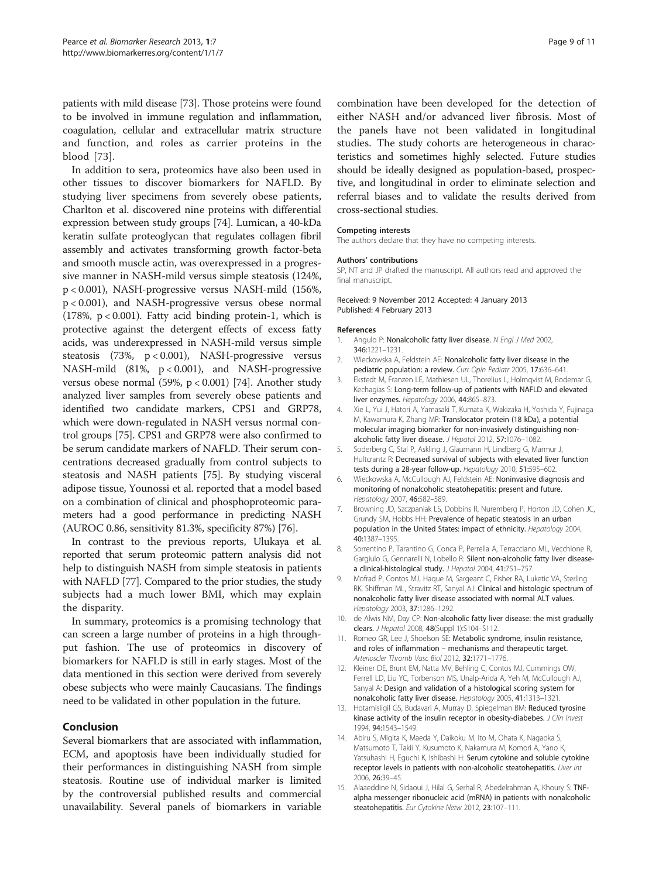patients with mild disease [73]. Those proteins were found to be involved in immune regulation and inflammation, coagulation, cellular and extracellular matrix structure and function, and roles as carrier proteins in the blood [73].

In addition to sera, proteomics have also been used in other tissues to discover biomarkers for NAFLD. By studying liver specimens from severely obese patients, Charlton et al. discovered nine proteins with differential expression between study groups [74]. Lumican, a 40-kDa keratin sulfate proteoglycan that regulates collagen fibril assembly and activates transforming growth factor-beta and smooth muscle actin, was overexpressed in a progressive manner in NASH-mild versus simple steatosis (124%, $p < 0.001$), NASH-progressive versus NASH-mild (156%, $p < 0.001$), and NASH-progressive versus obese normal (178%, $p < 0.001$). Fatty acid binding protein-1, which is protective against the detergent effects of excess fatty acids, was underexpressed in NASH-mild versus simple steatosis (73%, $p < 0.001$), NASH-progressive versus NASH-mild (81%, $p < 0.001$), and NASH-progressive versus obese normal (59%, $p < 0.001$) [74]. Another study analyzed liver samples from severely obese patients and identified two candidate markers, CPS1 and GRP78, which were down-regulated in NASH versus normal control groups [75]. CPS1 and GRP78 were also confirmed to be serum candidate markers of NAFLD. Their serum concentrations decreased gradually from control subjects to steatosis and NASH patients [75]. By studying visceral adipose tissue, Younossi et al. reported that a model based on a combination of clinical and phosphoproteomic parameters had a good performance in predicting NASH (AUROC 0.86, sensitivity 81.3%, specificity 87%) [76].

In contrast to the previous reports, Ulukaya et al. reported that serum proteomic pattern analysis did not help to distinguish NASH from simple steatosis in patients with NAFLD [77]. Compared to the prior studies, the study subjects had a much lower BMI, which may explain the disparity.

In summary, proteomics is a promising technology that can screen a large number of proteins in a high throughput fashion. The use of proteomics in discovery of biomarkers for NAFLD is still in early stages. Most of the data mentioned in this section were derived from severely obese subjects who were mainly Caucasians. The findings need to be validated in other population in the future.

## Conclusion

Several biomarkers that are associated with inflammation, ECM, and apoptosis have been individually studied for their performances in distinguishing NASH from simple steatosis. Routine use of individual marker is limited by the controversial published results and commercial unavailability. Several panels of biomarkers in variable combination have been developed for the detection of either NASH and/or advanced liver fibrosis. Most of the panels have not been validated in longitudinal studies. The study cohorts are heterogeneous in characteristics and sometimes highly selected. Future studies should be ideally designed as population-based, prospective, and longitudinal in order to eliminate selection and referral biases and to validate the results derived from cross-sectional studies.

#### Competing interests

The authors declare that they have no competing interests.

#### Authors' contributions

SP, NT and JP drafted the manuscript. All authors read and approved the final manuscript.

Received: 9 November 2012 Accepted: 4 January 2013
Published: 4 February 2013

#### References

1. Angulo P: **Nonalcoholic fatty liver disease.** *N Engl J Med* 2002, **346:**1221–1231.
2. Wieckowska A, Feldstein AE: **Nonalcoholic fatty liver disease in the pediatric population: a review.** *Curr Opin Pediatr* 2005, **17:**636–641.
3. Ekstedt M, Franzen LE, Mathiesen UL, Thorelius L, Holmqvist M, Bodemar G, Kechagias S: **Long-term follow-up of patients with NAFLD and elevated liver enzymes.** *Hepatology* 2006, **44:**865–873.
4. Xie L, Yui J, Hatori A, Yamasaki T, Kumata K, Wakizaka H, Yoshida Y, Fujinaga M, Kawamura K, Zhang MR: **Translocator protein (18 kDa), a potential molecular imaging biomarker for non-invasively distinguishing non-alcoholic fatty liver disease.** *J Hepatol* 2012, **57:**1076–1082.
5. Soderberg C, Stal P, Askling J, Glaumann H, Lindberg G, Marmur J, Hultcrantz R: **Decreased survival of subjects with elevated liver function tests during a 28-year follow-up.** *Hepatology* 2010, **51:**595–602.
6. Wieckowska A, McCullough AJ, Feldstein AE: **Noninvasive diagnosis and monitoring of nonalcoholic steatohepatitis: present and future.** *Hepatology* 2007, **46:**582–589.
7. Browning JD, Szczepaniak LS, Dobbins R, Nuremberg P, Horton JD, Cohen JC, Grundy SM, Hobbs HH: **Prevalence of hepatic steatosis in an urban population in the United States: impact of ethnicity.** *Hepatology* 2004, **40:**1387–1395.
8. Sorrentino P, Tarantino G, Conca P, Perrella A, Terracciano ML, Vecchione R, Gargiulo G, Gennarelli N, Lobello R: **Silent non-alcoholic fatty liver disease-a clinical-histological study.** *J Hepatol* 2004, **41:**751–757.
9. Mofrad P, Contos MJ, Haque M, Sargeant C, Fisher RA, Luketic VA, Sterling RK, Shiffman ML, Stravitz RT, Sanyal AJ: **Clinical and histologic spectrum of nonalcoholic fatty liver disease associated with normal ALT values.** *Hepatology* 2003, **37:**1286–1292.
10. de Alwis NM, Day CP: **Non-alcoholic fatty liver disease: the mist gradually clears.** *J Hepatol* 2008, **48**(Suppl 1):S104–S112.
11. Romeo GR, Lee J, Shoelson SE: **Metabolic syndrome, insulin resistance, and roles of inflammation – mechanisms and therapeutic target.** *Arterioscler Thromb Vasc Biol* 2012, **32:**1771–1776.
12. Kleiner DE, Brunt EM, Natta MV, Behling C, Contos MJ, Cummings OW, Ferrell LD, Liu YC, Torbenson MS, Unalp-Arida A, Yeh M, McCullough AJ, Sanyal A: **Design and validation of a histological scoring system for nonalcoholic fatty liver disease.** *Hepatology* 2005, **41:**1313–1321.
13. Hotamisligil GS, Budavari A, Murray D, Spiegelman BM: **Reduced tyrosine kinase activity of the insulin receptor in obesity-diabebes.** *J Clin Invest* 1994, **94:**1543–1549.
14. Abiru S, Migita K, Maeda Y, Daikoku M, Ito M, Ohata K, Nagaoka S, Matsumoto T, Takii Y, Kusumoto K, Nakamura M, Komori A, Yano K, Yatsuhashi H, Eguchi K, Ishibashi H: **Serum cytokine and soluble cytokine receptor levels in patients with non-alcoholic steatohepatitis.** *Liver Int* 2006, **26:**39–45.
15. Alaaeddine N, Sidaoui J, Hilal G, Serhal R, Abedelrahman A, Khoury S: **TNF-alpha messenger ribonucleic acid (mRNA) in patients with nonalcoholic steatohepatitis.** *Eur Cytokine Netw* 2012, **23:**107–111.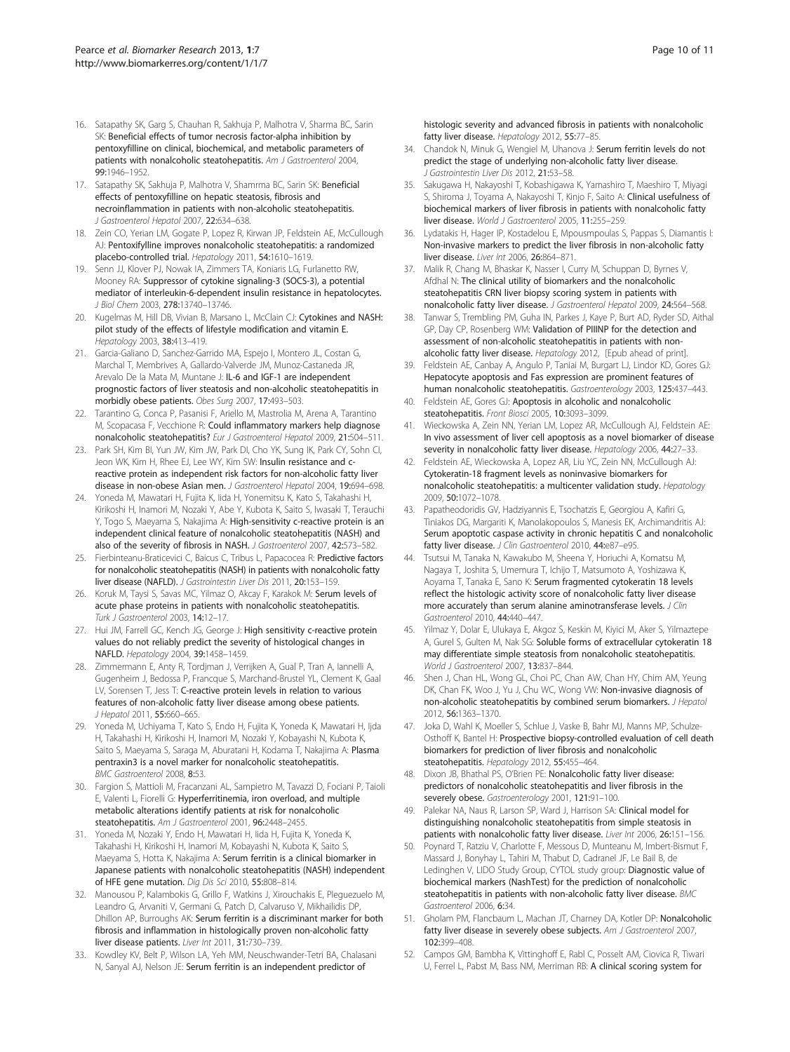16. Satapathy SK, Garg S, Chauhan R, Sakhuja P, Malhotra V, Sharma BC, Sarin SK: **Beneficial effects of tumor necrosis factor-alpha inhibition by pentoxifylline on clinical, biochemical, and metabolic parameters of patients with nonalcoholic steatohepatitis.** *Am J Gastroenterol* 2004, **99:**1946–1952.
17. Satapathy SK, Sakhuja P, Malhotra V, Shamrma BC, Sarin SK: **Beneficial effects of pentoxyfilline on hepatic steatosis, fibrosis and necroinflammation in patients with non-alcoholic steatohepatitis.** *J Gastroenterol Hepatol* 2007, **22:**634–638.
18. Zein CO, Yerian LM, Gogate P, Lopez R, Kirwan JP, Feldstein AE, McCullough AJ: **Pentoxifylline improves nonalcoholic steatohepatitis: a randomized placebo-controlled trial.** *Hepatology* 2011, **54:**1610–1619.
19. Senn JJ, Klover PJ, Nowak IA, Zimmers TA, Koniaris LG, Furlanetto RW, Mooney RA: **Suppressor of cytokine signaling-3 (SOCS-3), a potential mediator of interleukin-6-dependent insulin resistance in hepatocytes.** *J Biol Chem* 2003, **278:**13740–13746.
20. Kugelmas M, Hill DB, Vivian B, Marsano L, McClain CJ: **Cytokines and NASH: pilot study of the effects of lifestyle modification and vitamin E.** *Hepatology* 2003, **38:**413–419.
21. Garcia-Galiano D, Sanchez-Garrido MA, Espejo I, Montero JL, Costan G, Marchal T, Membrives A, Gallardo-Valverde JM, Munoz-Castaneda JR, Arevalo De la Mata M, Muntane J: **IL-6 and IGF-1 are independent prognostic factors of liver steatosis and non-alcoholic steatohepatitis in morbidly obese patients.** *Obes Surg* 2007, **17:**493–503.
22. Tarantino G, Conca P, Pasanisi F, Ariello M, Mastrolia M, Arena A, Tarantino M, Scopacasa F, Vecchione R: **Could inflammatory markers help diagnose nonalcoholic steatohepatitis?** *Eur J Gastroenterol Hepatol* 2009, **21:**504–511.
23. Park SH, Kim BI, Yun JW, Kim JW, Park DI, Cho YK, Sung IK, Park CY, Sohn CI, Jeon WK, Kim H, Rhee EJ, Lee WY, Kim SW: **Insulin resistance and c-reactive protein as independent risk factors for non-alcoholic fatty liver disease in non-obese Asian men.** *J Gastroenterol Hepatol* 2004, **19:**694–698.
24. Yoneda M, Mawatari H, Fujita K, Iida H, Yonemitsu K, Kato S, Takahashi H, Kirikoshi H, Inamori M, Nozaki Y, Abe Y, Kubota K, Saito S, Iwasaki T, Terauchi Y, Togo S, Maeyama S, Nakajima A: **High-sensitivity c-reactive protein is an independent clinical feature of nonalcoholic steatohepatitis (NASH) and also of the severity of fibrosis in NASH.** *J Gastroenterol* 2007, **42:**573–582.
25. Fierbinteanu-Braticevici C, Baicus C, Tribus L, Papacocea R: **Predictive factors for nonalcoholic steatohepatitis (NASH) in patients with nonalcoholic fatty liver disease (NAFLD).** *J Gastrointestin Liver Dis* 2011, **20:**153–159.
26. Koruk M, Taysi S, Savas MC, Yilmaz O, Akcay F, Karakok M: **Serum levels of acute phase proteins in patients with nonalcoholic steatohepatitis.** *Turk J Gastroenterol* 2003, **14:**12–17.
27. Hui JM, Farrell GC, Kench JG, George J: **High sensitivity c-reactive protein values do not reliably predict the severity of histological changes in NAFLD.** *Hepatology* 2004, **39:**1458–1459.
28. Zimmermann E, Anty R, Tordjman J, Verrijken A, Gual P, Tran A, Iannelli A, Gugenheim J, Bedossa P, Francque S, Marchand-Brustel YL, Clement K, Gaal LV, Sorensen T, Jess T: **C-reactive protein levels in relation to various features of non-alcoholic fatty liver disease among obese patients.** *J Hepatol* 2011, **55:**660–665.
29. Yoneda M, Uchiyama T, Kato S, Endo H, Fujita K, Yoneda K, Mawatari H, Iida H, Takahashi H, Kirikoshi H, Inamori M, Nozaki Y, Kobayashi N, Kubota K, Saito S, Maeyama S, Saraga M, Aburatani H, Kodama T, Nakajima A: **Plasma pentraxin3 is a novel marker for nonalcoholic steatohepatitis.** *BMC Gastroenterol* 2008, **8:**53.
30. Fargion S, Mattioli M, Fracanzani AL, Sampietro M, Tavazzi D, Fociani P, Taioli E, Valenti L, Fiorelli G: **Hyperferritinemia, iron overload, and multiple metabolic alterations identify patients at risk for nonalcoholic steatohepatitis.** *Am J Gastroenterol* 2001, **96:**2448–2455.
31. Yoneda M, Nozaki Y, Endo H, Mawatari H, Iida H, Fujita K, Yoneda K, Takahashi H, Kirikoshi H, Inamori M, Kobayashi N, Kubota K, Saito S, Maeyama S, Hotta K, Nakajima A: **Serum ferritin is a clinical biomarker in Japanese patients with nonalcoholic steatohepatitis (NASH) independent of HFE gene mutation.** *Dig Dis Sci* 2010, **55:**808–814.
32. Manousou P, Kalambokis G, Grillo F, Watkins J, Xirouchakis E, Pleguezuelo M, Leandro G, Arvaniti V, Germani G, Patch D, Calvaruso V, Mikhailidis DP, Dhillon AP, Burroughs AK: **Serum ferritin is a discriminant marker for both fibrosis and inflammation in histologically proven non-alcoholic fatty liver disease patients.** *Liver Int* 2011, **31:**730–739.
33. Kowdley KV, Belt P, Wilson LA, Yeh MM, Neuschwander-Tetri BA, Chalasani N, Sanyal AJ, Nelson JE: **Serum ferritin is an independent predictor of histologic severity and advanced fibrosis in patients with nonalcoholic fatty liver disease.** *Hepatology* 2012, **55:**77–85.
34. Chandok N, Minuk G, Wengiel M, Uhanova J: **Serum ferritin levels do not predict the stage of underlying non-alcoholic fatty liver disease.** *J Gastrointestin Liver Dis* 2012, **21:**53–58.
35. Sakugawa H, Nakayoshi T, Kobashigawa K, Yamashiro T, Maeshiro T, Miyagi S, Shiroma J, Toyama A, Nakayoshi T, Kinjo F, Saito A: **Clinical usefulness of biochemical markers of liver fibrosis in patients with nonalcoholic fatty liver disease.** *World J Gastroenterol* 2005, **11:**255–259.
36. Lydatakis H, Hager IP, Kostadelou E, Mpousmpoulas S, Pappas S, Diamantis I: **Non-invasive markers to predict the liver fibrosis in non-alcoholic fatty liver disease.** *Liver Int* 2006, **26:**864–871.
37. Malik R, Chang M, Bhaskar K, Nasser I, Curry M, Schuppan D, Byrnes V, Afdhal N: **The clinical utility of biomarkers and the nonalcoholic steatohepatitis CRN liver biopsy scoring system in patients with nonalcoholic fatty liver disease.** *J Gastroenterol Hepatol* 2009, **24:**564–568.
38. Tanwar S, Trembling PM, Guha IN, Parkes J, Kaye P, Burt AD, Ryder SD, Aithal GP, Day CP, Rosenberg WM: **Validation of PIIINP for the detection and assessment of non-alcoholic steatohepatitis in patients with non-alcoholic fatty liver disease.** *Hepatology* 2012, [Epub ahead of print].
39. Feldstein AE, Canbay A, Angulo P, Taniai M, Burgart LJ, Lindor KD, Gores GJ: **Hepatocyte apoptosis and Fas expression are prominent features of human nonalcoholic steatohepatitis.** *Gastroenterology* 2003, **125:**437–443.
40. Feldstein AE, Gores GJ: **Apoptosis in alcoholic and nonalcoholic steatohepatitis.** *Front Biosci* 2005, **10:**3093–3099.
41. Wieckowska A, Zein NN, Yerian LM, Lopez AR, McCullough AJ, Feldstein AE: **In vivo assessment of liver cell apoptosis as a novel biomarker of disease severity in nonalcoholic fatty liver disease.** *Hepatology* 2006, **44:**27–33.
42. Feldstein AE, Wieckowska A, Lopez AR, Liu YC, Zein NN, McCullough AJ: **Cytokeratin-18 fragment levels as noninvasive biomarkers for nonalcoholic steatohepatitis: a multicenter validation study.** *Hepatology* 2009, **50:**1072–1078.
43. Papatheodoridis GV, Hadziyannis E, Tsochatzis E, Georgiou A, Kafiri G, Tiniakos DG, Margariti K, Manolakopoulos S, Manesis EK, Archimandritis AJ: **Serum apoptotic caspase activity in chronic hepatitis C and nonalcoholic fatty liver disease.** *J Clin Gastroenterol* 2010, **44:**e87–e95.
44. Tsutsui M, Tanaka N, Kawakubo M, Sheena Y, Horiuchi A, Komatsu M, Nagaya T, Joshita S, Umemura T, Ichijo T, Matsumoto A, Yoshizawa K, Aoyama T, Tanaka E, Sano K: **Serum fragmented cytokeratin 18 levels reflect the histologic activity score of nonalcoholic fatty liver disease more accurately than serum alanine aminotransferase levels.** *J Clin Gastroenterol* 2010, **44:**440–447.
45. Yilmaz Y, Dolar E, Ulukaya E, Akgoz S, Keskin M, Kiyici M, Aker S, Yilmaztepe A, Gurel S, Gulten M, Nak SG: **Soluble forms of extracellular cytokeratin 18 may differentiate simple steatosis from nonalcoholic steatohepatitis.** *World J Gastroenterol* 2007, **13:**837–844.
46. Shen J, Chan HL, Wong GL, Choi PC, Chan AW, Chan HY, Chim AM, Yeung DK, Chan FK, Woo J, Yu J, Chu WC, Wong VW: **Non-invasive diagnosis of non-alcoholic steatohepatitis by combined serum biomarkers.** *J Hepatol* 2012, **56:**1363–1370.
47. Joka D, Wahl K, Moeller S, Schlue J, Vaske B, Bahr MJ, Manns MP, Schulze-Osthoff K, Bantel H: **Prospective biopsy-controlled evaluation of cell death biomarkers for prediction of liver fibrosis and nonalcoholic steatohepatitis.** *Hepatology* 2012, **55:**455–464.
48. Dixon JB, Bhathal PS, O'Brien PE: **Nonalcoholic fatty liver disease: predictors of nonalcoholic steatohepatitis and liver fibrosis in the severely obese.** *Gastroenterology* 2001, **121:**91–100.
49. Palekar NA, Naus R, Larson SP, Ward J, Harrison SA: **Clinical model for distinguishing nonalcoholic steatohepatitis from simple steatosis in patients with nonalcoholic fatty liver disease.** *Liver Int* 2006, **26:**151–156.
50. Poynard T, Ratziu V, Charlotte F, Messous D, Munteanu M, Imbert-Bismut F, Massard J, Bonyhay L, Tahiri M, Thabut D, Cadranel JF, Le Bail B, de Ledinghen V, LIDO Study Group, CYTOL study group: **Diagnostic value of biochemical markers (NashTest) for the prediction of nonalcoholic steatohepatitis in patients with non-alcoholic fatty liver disease.** *BMC Gastroenterol* 2006, **6:**34.
51. Gholam PM, Flancbaum L, Machan JT, Charney DA, Kotler DP: **Nonalcoholic fatty liver disease in severely obese subjects.** *Am J Gastroenterol* 2007, **102:**399–408.
52. Campos GM, Bambha K, Vittinghoff E, Rabl C, Posselt AM, Ciovica R, Tiwari U, Ferrel L, Pabst M, Bass NM, Merriman RB: **A clinical scoring system for**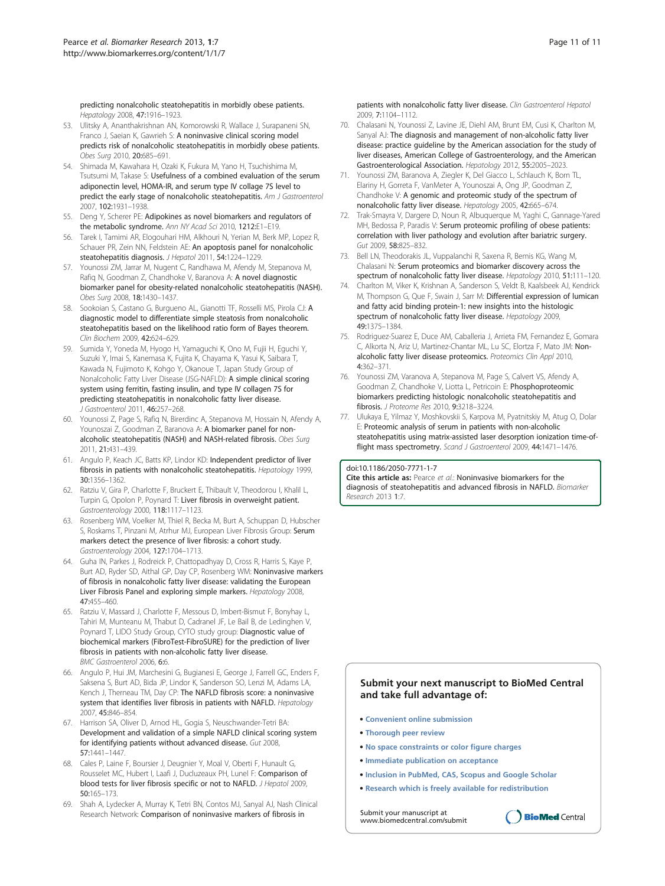predicting nonalcoholic steatohepatitis in morbidly obese patients. *Hepatology* 2008, **47**:1916–1923.

53. Ulitsky A, Ananthakrishnan AN, Komorowski R, Wallace J, Surapaneni SN, Franco J, Saeian K, Gawrieh S: **A noninvasive clinical scoring model predicts risk of nonalcoholic steatohepatitis in morbidly obese patients.** *Obes Surg* 2010, **20**:685–691.
54. Shimada M, Kawahara H, Ozaki K, Fukura M, Yano H, Tsuchishima M, Tsutsumi M, Takase S: **Usefulness of a combined evaluation of the serum adiponectin level, HOMA-IR, and serum type IV collage 7S level to predict the early stage of nonalcoholic steatohepatitis.** *Am J Gastroenterol* 2007, **102**:1931–1938.
55. Deng Y, Scherer PE: **Adipokines as novel biomarkers and regulators of the metabolic syndrome.** *Ann NY Acad Sci* 2010, **1212**:E1–E19.
56. Tarek I, Tamimi AR, Elogouhari HM, Alkhouri N, Yerian M, Berk MP, Lopez R, Schauer PR, Zein NN, Feldstein AE: **An apoptosis panel for nonalcoholic steatohepatitis diagnosis.** *J Hepatol* 2011, **54**:1224–1229.
57. Younossi ZM, Jarrar M, Nugent C, Randhawa M, Afendy M, Stepanova M, Rafiq N, Goodman Z, Chandhoke V, Baranova A: **A novel diagnostic biomarker panel for obesity-related nonalcoholic steatohepatitis (NASH).** *Obes Surg* 2008, **18**:1430–1437.
58. Sookoian S, Castano G, Burgueno AL, Gianotti TF, Rosselli MS, Pirola CJ: **A diagnostic model to differentiate simple steatosis from nonalcoholic steatohepatitis based on the likelihood ratio form of Bayes theorem.** *Clin Biochem* 2009, **42**:624–629.
59. Sumida Y, Yoneda M, Hyogo H, Yamaguchi K, Ono M, Fujii H, Eguchi Y, Suzuki Y, Imai S, Kanemasa K, Fujita K, Chayama K, Yasui K, Saibara T, Kawada N, Fujimoto K, Kohgo Y, Okanoue T, Japan Study Group of Nonalcoholic Fatty Liver Disease (JSG-NAFLD): **A simple clinical scoring system using ferritin, fasting insulin, and type IV collagen 7S for predicting steatohepatitis in nonalcoholic fatty liver disease.** *J Gastroenterol* 2011, **46**:257–268.
60. Younossi Z, Page S, Rafiq N, Birerdinc A, Stepanova M, Hossain N, Afendy A, Younoszai Z, Goodman Z, Baranova A: **A biomarker panel for non-alcoholic steatohepatitis (NASH) and NASH-related fibrosis.** *Obes Surg* 2011, **21**:431–439.
61. Angulo P, Keach JC, Batts KP, Lindor KD: **Independent predictor of liver fibrosis in patients with nonalcoholic steatohepatitis.** *Hepatology* 1999, **30**:1356–1362.
62. Ratziu V, Gira P, Charlotte F, Bruckert E, Thibault V, Theodorou I, Khalil L, Turpin G, Opolon P, Poynard T: **Liver fibrosis in overweight patient.** *Gastroenterology* 2000, **118**:1117–1123.
63. Rosenberg WM, Voelker M, Thiel R, Becka M, Burt A, Schuppan D, Hubscher S, Roskams T, Pinzani M, Atrhur MJ, European Liver Fibrosis Group: **Serum markers detect the presence of liver fibrosis: a cohort study.** *Gastroenterology* 2004, **127**:1704–1713.
64. Guha IN, Parkes J, Rodreick P, Chattopadhyay D, Cross R, Harris S, Kaye P, Burt AD, Ryder SD, Aithal GP, Day CP, Rosenberg WM: **Noninvasive markers of fibrosis in nonalcoholic fatty liver disease: validating the European Liver Fibrosis Panel and exploring simple markers.** *Hepatology* 2008, **47**:455–460.
65. Ratziu V, Massard J, Charlotte F, Messous D, Imbert-Bismut F, Bonyhay L, Tahiri M, Munteanu M, Thabut D, Cadranel JF, Le Bail B, de Ledinghen V, Poynard T, LIDO Study Group, CYTO study group: **Diagnostic value of biochemical markers (FibroTest-FibroSURE) for the prediction of liver fibrosis in patients with non-alcoholic fatty liver disease.** *BMC Gastroenterol* 2006, **6**:6.
66. Angulo P, Hui JM, Marchesini G, Bugianesi E, George J, Farrell GC, Enders F, Saksena S, Burt AD, Bida JP, Lindor K, Sanderson SO, Lenzi M, Adams LA, Kench J, Therneau TM, Day CP: **The NAFLD fibrosis score: a noninvasive system that identifies liver fibrosis in patients with NAFLD.** *Hepatology* 2007, **45**:846–854.
67. Harrison SA, Oliver D, Arnod HL, Gogia S, Neuschwander-Tetri BA: **Development and validation of a simple NAFLD clinical scoring system for identifying patients without advanced disease.** *Gut* 2008, **57**:1441–1447.
68. Cales P, Laine F, Boursier J, Deugnier Y, Moal V, Oberti F, Hunault G, Rousselet MC, Hubert I, Laafi J, Ducluzeaux PH, Lunel F: **Comparison of blood tests for liver fibrosis specific or not to NAFLD.** *J Hepatol* 2009, **50**:165–173.
69. Shah A, Lydecker A, Murray K, Tetri BN, Contos MJ, Sanyal AJ, Nash Clinical Research Network: **Comparison of noninvasive markers of fibrosis in patients with nonalcoholic fatty liver disease.** *Clin Gastroenterol Hepatol* 2009, **7**:1104–1112.
70. Chalasani N, Younossi Z, Lavine JE, Diehl AM, Brunt EM, Cusi K, Charlton M, Sanyal AJ: **The diagnosis and management of non-alcoholic fatty liver disease: practice guideline by the American association for the study of liver diseases, American College of Gastroenterology, and the American Gastroenterological Association.** *Hepatology* 2012, **55**:2005–2023.
71. Younossi ZM, Baranova A, Ziegler K, Del Giacco L, Schlauch K, Born TL, Elariny H, Gorreta F, VanMeter A, Younoszai A, Ong JP, Goodman Z, Chandhoke V: **A genomic and proteomic study of the spectrum of nonalcoholic fatty liver disease.** *Hepatology* 2005, **42**:665–674.
72. Trak-Smayra V, Dargere D, Noun R, Albuquerque M, Yaghi C, Gannage-Yared MH, Bedossa P, Paradis V: **Serum proteomic profiling of obese patients: correlation with liver pathology and evolution after bariatric surgery.** *Gut* 2009, **58**:825–832.
73. Bell LN, Theodorakis JL, Vuppalanchi R, Saxena R, Bemis KG, Wang M, Chalasani N: **Serum proteomics and biomarker discovery across the spectrum of nonalcoholic fatty liver disease.** *Hepatology* 2010, **51**:111–120.
74. Charlton M, Viker K, Krishnan A, Sanderson S, Veldt B, Kaalsbeek AJ, Kendrick M, Thompson G, Que F, Swain J, Sarr M: **Differential expression of lumican and fatty acid binding protein-1: new insights into the histologic spectrum of nonalcoholic fatty liver disease.** *Hepatology* 2009, **49**:1375–1384.
75. Rodriguez-Suarez E, Duce AM, Caballeria J, Arrieta FM, Fernandez E, Gomara C, Alkorta N, Ariz U, Martinez-Chantar ML, Lu SC, Elortza F, Mato JM: **Non-alcoholic fatty liver disease proteomics.** *Proteomics Clin Appl* 2010, **4**:362–371.
76. Younossi ZM, Varanova A, Stepanova M, Page S, Calvert VS, Afendy A, Goodman Z, Chandhoke V, Liotta L, Petricoin E: **Phosphoproteomic biomarkers predicting histologic nonalcoholic steatohepatitis and fibrosis.** *J Proteome Res* 2010, **9**:3218–3224.
77. Ulukaya E, Yilmaz Y, Moshkovskii S, Karpova M, Pyatnitskiy M, Atug O, Dolar E: **Proteomic analysis of serum in patients with non-alcoholic steatohepatitis using matrix-assisted laser desorption ionization time-of-flight mass spectrometry.** *Scand J Gastroenterol* 2009, **44**:1471–1476.

doi:10.1186/2050-7771-1-7
**Cite this article as:** Pearce *et al.*: Noninvasive biomarkers for the diagnosis of steatohepatitis and advanced fibrosis in NAFLD. *Biomarker Research* 2013 **1**:7.

**Submit your next manuscript to BioMed Central and take full advantage of:**

- **Convenient online submission**
- **Thorough peer review**
- **No space constraints or color figure charges**
- **Immediate publication on acceptance**
- **Inclusion in PubMed, CAS, Scopus and Google Scholar**
- **Research which is freely available for redistribution**

Submit your manuscript at
www.biomedcentral.com/submit

BioMed Central